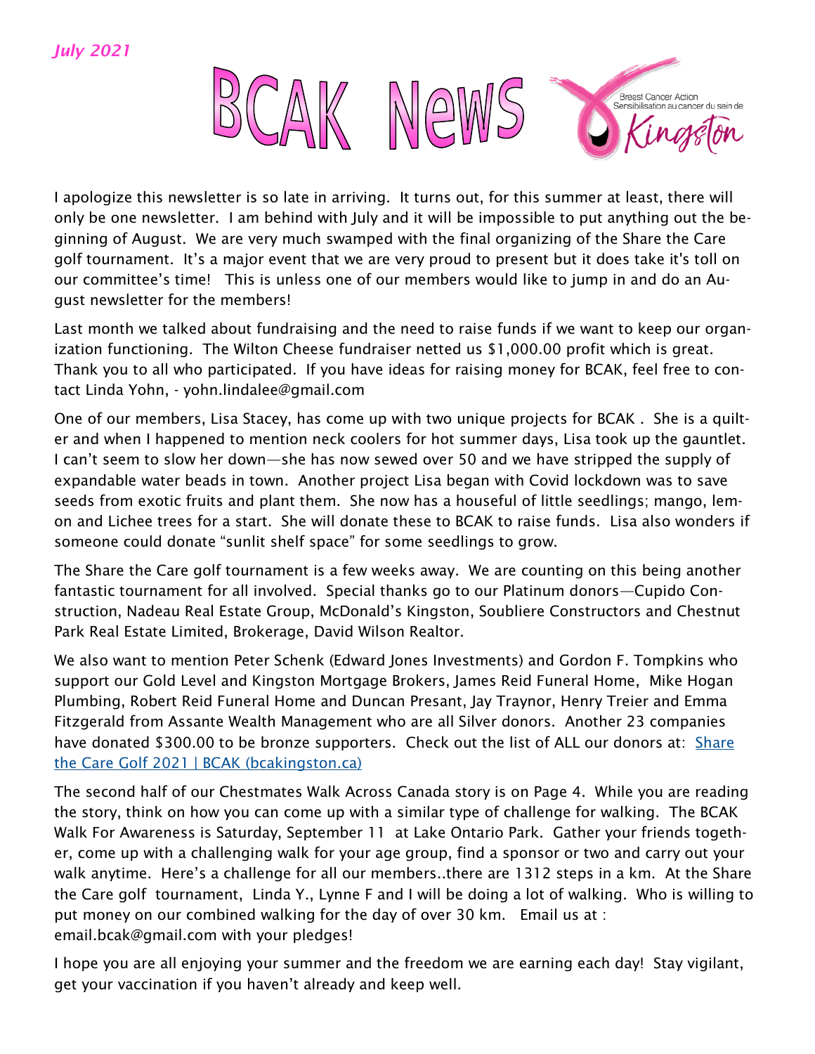*July 2021*

# BCAK News

Breast Cancer Action
Sensibilisation au cancer du sein de
Kingston

I apologize this newsletter is so late in arriving. It turns out, for this summer at least, there will only be one newsletter. I am behind with July and it will be impossible to put anything out the beginning of August. We are very much swamped with the final organizing of the Share the Care golf tournament. It's a major event that we are very proud to present but it does take it's toll on our committee's time! This is unless one of our members would like to jump in and do an August newsletter for the members!

Last month we talked about fundraising and the need to raise funds if we want to keep our organization functioning. The Wilton Cheese fundraiser netted us $1,000.00 profit which is great. Thank you to all who participated. If you have ideas for raising money for BCAK, feel free to contact Linda Yohn, - yohn.lindalee@gmail.com

One of our members, Lisa Stacey, has come up with two unique projects for BCAK . She is a quilter and when I happened to mention neck coolers for hot summer days, Lisa took up the gauntlet. I can't seem to slow her down—she has now sewed over 50 and we have stripped the supply of expandable water beads in town. Another project Lisa began with Covid lockdown was to save seeds from exotic fruits and plant them. She now has a houseful of little seedlings; mango, lemon and Lichee trees for a start. She will donate these to BCAK to raise funds. Lisa also wonders if someone could donate "sunlit shelf space" for some seedlings to grow.

The Share the Care golf tournament is a few weeks away. We are counting on this being another fantastic tournament for all involved. Special thanks go to our Platinum donors—Cupido Construction, Nadeau Real Estate Group, McDonald's Kingston, Soubliere Constructors and Chestnut Park Real Estate Limited, Brokerage, David Wilson Realtor.

We also want to mention Peter Schenk (Edward Jones Investments) and Gordon F. Tompkins who support our Gold Level and Kingston Mortgage Brokers, James Reid Funeral Home, Mike Hogan Plumbing, Robert Reid Funeral Home and Duncan Presant, Jay Traynor, Henry Treier and Emma Fitzgerald from Assante Wealth Management who are all Silver donors. Another 23 companies have donated $300.00 to be bronze supporters. Check out the list of ALL our donors at: [Share the Care Golf 2021 | BCAK (bcakingston.ca)]

The second half of our Chestmates Walk Across Canada story is on Page 4. While you are reading the story, think on how you can come up with a similar type of challenge for walking. The BCAK Walk For Awareness is Saturday, September 11 at Lake Ontario Park. Gather your friends together, come up with a challenging walk for your age group, find a sponsor or two and carry out your walk anytime. Here's a challenge for all our members..there are 1312 steps in a km. At the Share the Care golf tournament, Linda Y., Lynne F and I will be doing a lot of walking. Who is willing to put money on our combined walking for the day of over 30 km. Email us at : email.bcak@gmail.com with your pledges!

I hope you are all enjoying your summer and the freedom we are earning each day! Stay vigilant, get your vaccination if you haven't already and keep well.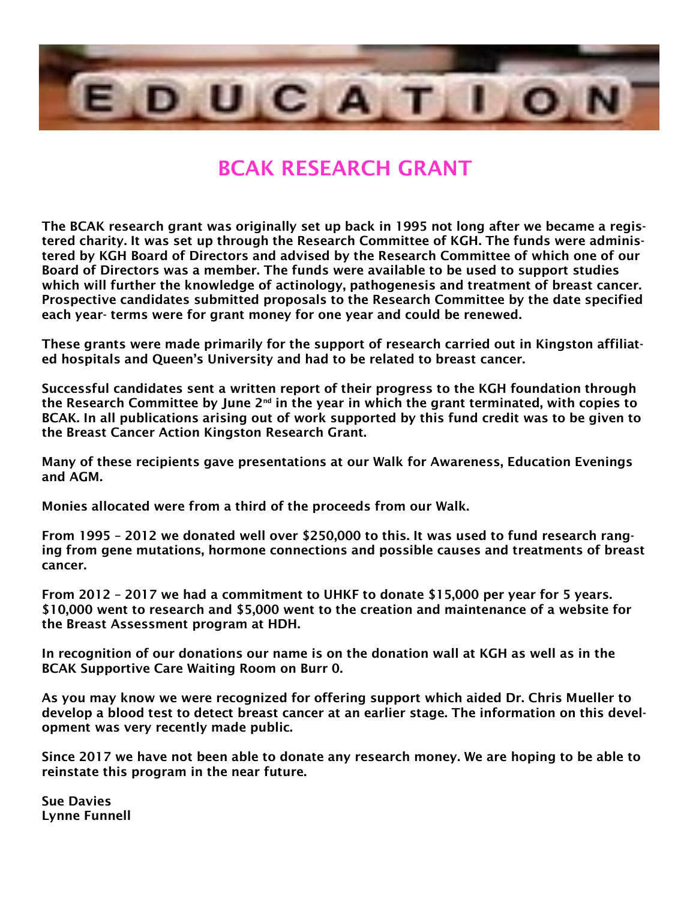EDUCATION

## BCAK RESEARCH GRANT

**The BCAK research grant was originally set up back in 1995 not long after we became a registered charity. It was set up through the Research Committee of KGH. The funds were administered by KGH Board of Directors and advised by the Research Committee of which one of our Board of Directors was a member. The funds were available to be used to support studies which will further the knowledge of actinology, pathogenesis and treatment of breast cancer. Prospective candidates submitted proposals to the Research Committee by the date specified each year- terms were for grant money for one year and could be renewed.**

**These grants were made primarily for the support of research carried out in Kingston affiliated hospitals and Queen's University and had to be related to breast cancer.**

**Successful candidates sent a written report of their progress to the KGH foundation through the Research Committee by June 2nd in the year in which the grant terminated, with copies to BCAK. In all publications arising out of work supported by this fund credit was to be given to the Breast Cancer Action Kingston Research Grant.**

**Many of these recipients gave presentations at our Walk for Awareness, Education Evenings and AGM.**

**Monies allocated were from a third of the proceeds from our Walk.**

**From 1995 – 2012 we donated well over $250,000 to this. It was used to fund research ranging from gene mutations, hormone connections and possible causes and treatments of breast cancer.**

**From 2012 – 2017 we had a commitment to UHKF to donate $15,000 per year for 5 years. $10,000 went to research and $5,000 went to the creation and maintenance of a website for the Breast Assessment program at HDH.**

**In recognition of our donations our name is on the donation wall at KGH as well as in the BCAK Supportive Care Waiting Room on Burr 0.**

**As you may know we were recognized for offering support which aided Dr. Chris Mueller to develop a blood test to detect breast cancer at an earlier stage. The information on this development was very recently made public.**

**Since 2017 we have not been able to donate any research money. We are hoping to be able to reinstate this program in the near future.**

**Sue Davies**
**Lynne Funnell**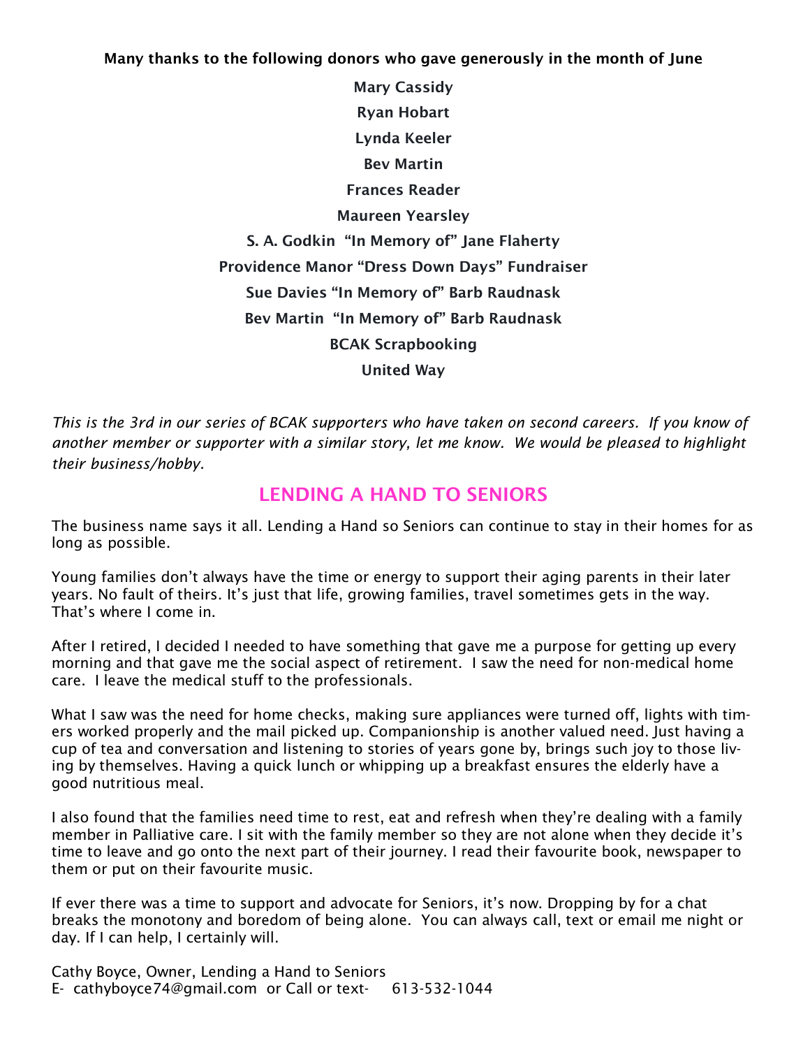**Many thanks to the following donors who gave generously in the month of June**

**Mary Cassidy**

**Ryan Hobart**

**Lynda Keeler**

**Bev Martin**

**Frances Reader**

**Maureen Yearsley**

**S. A. Godkin "In Memory of" Jane Flaherty**

**Providence Manor "Dress Down Days" Fundraiser**

**Sue Davies "In Memory of" Barb Raudnask**

**Bev Martin "In Memory of" Barb Raudnask**

**BCAK Scrapbooking**

**United Way**

*This is the 3rd in our series of BCAK supporters who have taken on second careers. If you know of another member or supporter with a similar story, let me know. We would be pleased to highlight their business/hobby.*

## LENDING A HAND TO SENIORS

The business name says it all. Lending a Hand so Seniors can continue to stay in their homes for as long as possible.

Young families don't always have the time or energy to support their aging parents in their later years. No fault of theirs. It's just that life, growing families, travel sometimes gets in the way. That's where I come in.

After I retired, I decided I needed to have something that gave me a purpose for getting up every morning and that gave me the social aspect of retirement. I saw the need for non-medical home care. I leave the medical stuff to the professionals.

What I saw was the need for home checks, making sure appliances were turned off, lights with timers worked properly and the mail picked up. Companionship is another valued need. Just having a cup of tea and conversation and listening to stories of years gone by, brings such joy to those living by themselves. Having a quick lunch or whipping up a breakfast ensures the elderly have a good nutritious meal.

I also found that the families need time to rest, eat and refresh when they're dealing with a family member in Palliative care. I sit with the family member so they are not alone when they decide it's time to leave and go onto the next part of their journey. I read their favourite book, newspaper to them or put on their favourite music.

If ever there was a time to support and advocate for Seniors, it's now. Dropping by for a chat breaks the monotony and boredom of being alone. You can always call, text or email me night or day. If I can help, I certainly will.

Cathy Boyce, Owner, Lending a Hand to Seniors
E- cathyboyce74@gmail.com or Call or text- 613-532-1044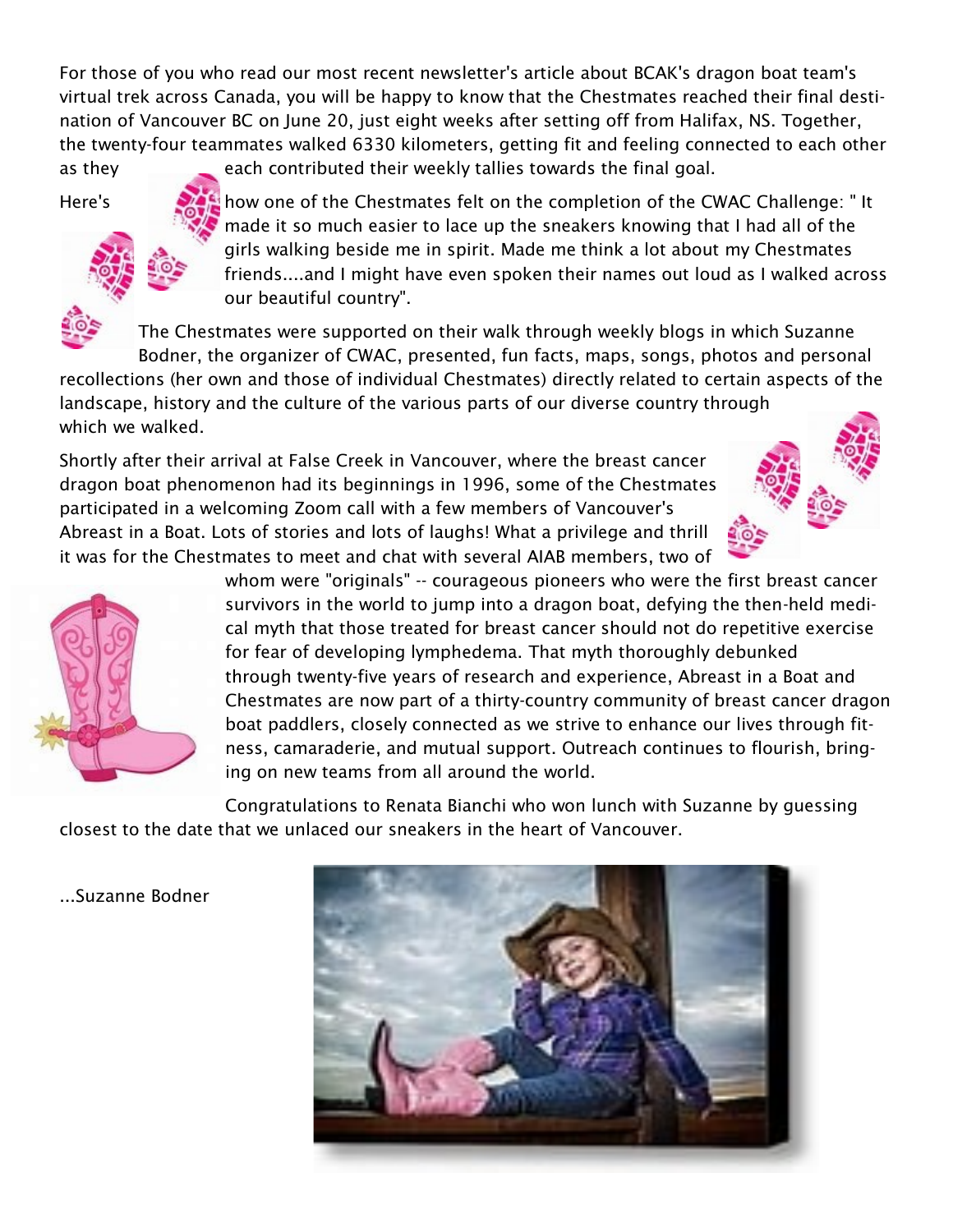For those of you who read our most recent newsletter's article about BCAK's dragon boat team's virtual trek across Canada, you will be happy to know that the Chestmates reached their final destination of Vancouver BC on June 20, just eight weeks after setting off from Halifax, NS. Together, the twenty-four teammates walked 6330 kilometers, getting fit and feeling connected to each other as they each contributed their weekly tallies towards the final goal.

Here's how one of the Chestmates felt on the completion of the CWAC Challenge: " It made it so much easier to lace up the sneakers knowing that I had all of the girls walking beside me in spirit. Made me think a lot about my Chestmates friends....and I might have even spoken their names out loud as I walked across our beautiful country".

The Chestmates were supported on their walk through weekly blogs in which Suzanne Bodner, the organizer of CWAC, presented, fun facts, maps, songs, photos and personal recollections (her own and those of individual Chestmates) directly related to certain aspects of the landscape, history and the culture of the various parts of our diverse country through which we walked.

Shortly after their arrival at False Creek in Vancouver, where the breast cancer dragon boat phenomenon had its beginnings in 1996, some of the Chestmates participated in a welcoming Zoom call with a few members of Vancouver's Abreast in a Boat. Lots of stories and lots of laughs! What a privilege and thrill it was for the Chestmates to meet and chat with several AIAB members, two of whom were "originals" -- courageous pioneers who were the first breast cancer survivors in the world to jump into a dragon boat, defying the then-held medical myth that those treated for breast cancer should not do repetitive exercise for fear of developing lymphedema. That myth thoroughly debunked through twenty-five years of research and experience, Abreast in a Boat and Chestmates are now part of a thirty-country community of breast cancer dragon boat paddlers, closely connected as we strive to enhance our lives through fitness, camaraderie, and mutual support. Outreach continues to flourish, bringing on new teams from all around the world.

Congratulations to Renata Bianchi who won lunch with Suzanne by guessing closest to the date that we unlaced our sneakers in the heart of Vancouver.

...Suzanne Bodner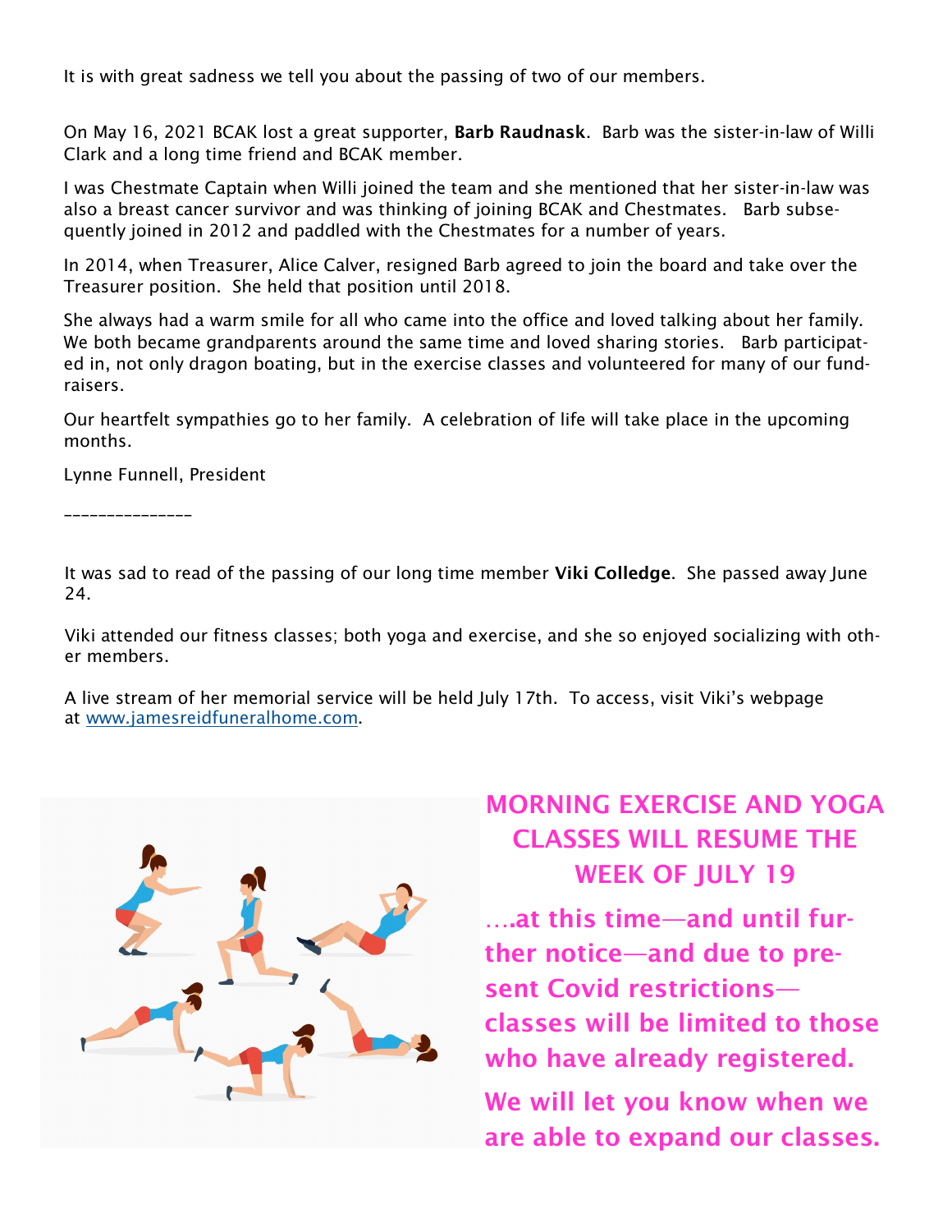It is with great sadness we tell you about the passing of two of our members.

On May 16, 2021 BCAK lost a great supporter, **Barb Raudnask**. Barb was the sister-in-law of Willi Clark and a long time friend and BCAK member.

I was Chestmate Captain when Willi joined the team and she mentioned that her sister-in-law was also a breast cancer survivor and was thinking of joining BCAK and Chestmates. Barb subsequently joined in 2012 and paddled with the Chestmates for a number of years.

In 2014, when Treasurer, Alice Calver, resigned Barb agreed to join the board and take over the Treasurer position. She held that position until 2018.

She always had a warm smile for all who came into the office and loved talking about her family. We both became grandparents around the same time and loved sharing stories. Barb participated in, not only dragon boating, but in the exercise classes and volunteered for many of our fundraisers.

Our heartfelt sympathies go to her family. A celebration of life will take place in the upcoming months.

Lynne Funnell, President

---

It was sad to read of the passing of our long time member **Viki Colledge**. She passed away June 24.

Viki attended our fitness classes; both yoga and exercise, and she so enjoyed socializing with other members.

A live stream of her memorial service will be held July 17th. To access, visit Viki's webpage at [www.jamesreidfuneralhome.com](http://www.jamesreidfuneralhome.com).

## MORNING EXERCISE AND YOGA CLASSES WILL RESUME THE WEEK OF JULY 19

**….at this time—and until further notice—and due to present Covid restrictions—classes will be limited to those who have already registered.**

**We will let you know when we are able to expand our classes.**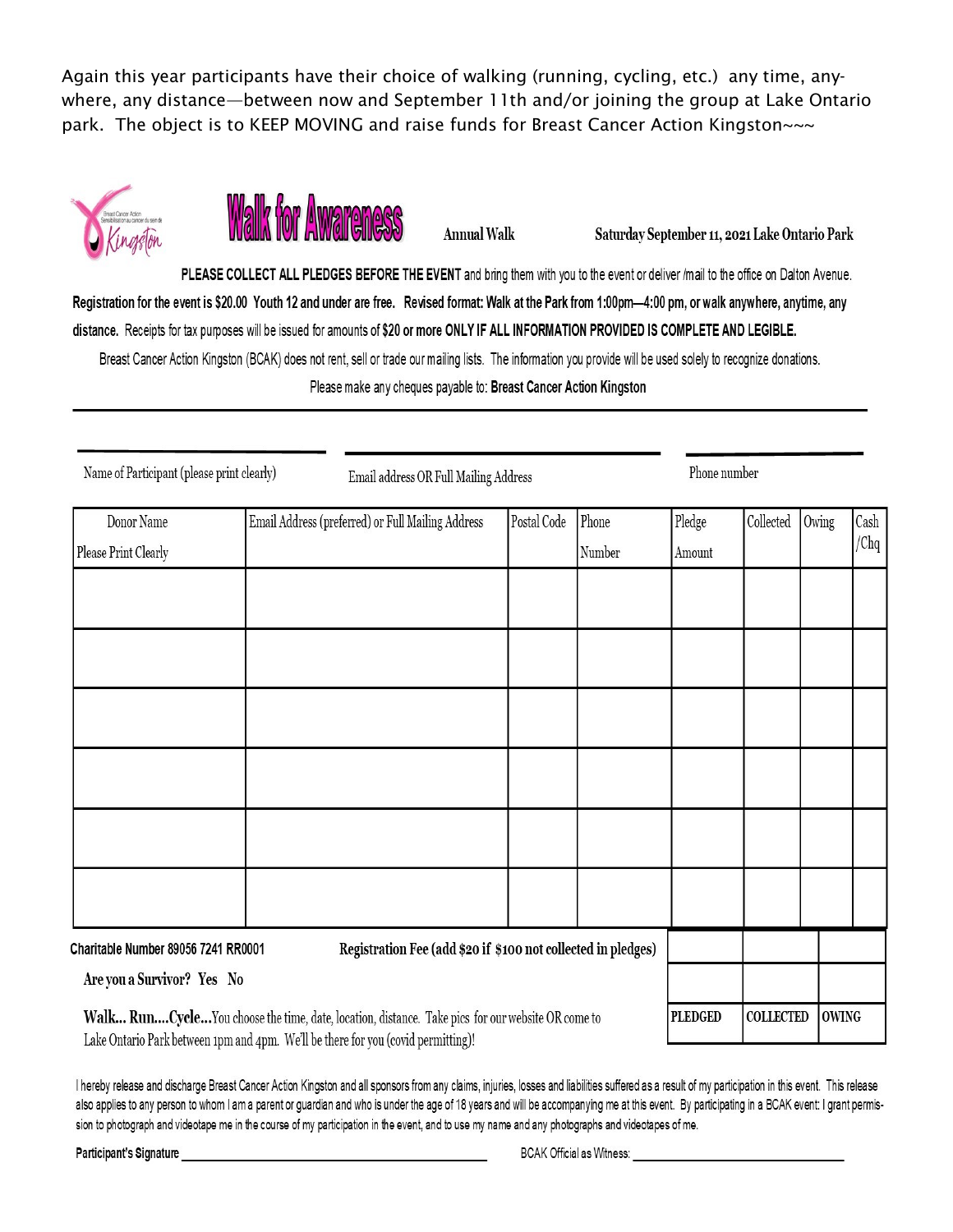Again this year participants have their choice of walking (running, cycling, etc.) any time, anywhere, any distance—between now and September 11th and/or joining the group at Lake Ontario park. The object is to KEEP MOVING and raise funds for Breast Cancer Action Kingston~~~

# Walk for Awareness

Annual Walk — Saturday September 11, 2021 Lake Ontario Park

**PLEASE COLLECT ALL PLEDGES BEFORE THE EVENT** and bring them with you to the event or deliver /mail to the office on Dalton Avenue.

**Registration for the event is $20.00 Youth 12 and under are free. Revised format: Walk at the Park from 1:00pm—4:00 pm, or walk anywhere, anytime, any distance.** Receipts for tax purposes will be issued for amounts of **$20 or more ONLY IF ALL INFORMATION PROVIDED IS COMPLETE AND LEGIBLE.**

Breast Cancer Action Kingston (BCAK) does not rent, sell or trade our mailing lists. The information you provide will be used solely to recognize donations.

Please make any cheques payable to: **Breast Cancer Action Kingston**

Name of Participant (please print clearly) ____________ Email address OR Full Mailing Address ____________ Phone number ____________

| Donor Name Please Print Clearly | Email Address (preferred) or Full Mailing Address | Postal Code | Phone Number | Pledge Amount | Collected | Owing | Cash /Chq |
|---|---|---|---|---|---|---|---|
| | | | | | | | |
| | | | | | | | |
| | | | | | | | |
| | | | | | | | |
| | | | | | | | |
| | | | | | | | |

**Charitable Number 89056 7241 RR0001**

Registration Fee (add $20 if $100 not collected in pledges)

| | | |
|---|---|---|
| | | |
| | | |
| PLEDGED | COLLECTED | OWING |

Are you a Survivor? Yes No

**Walk... Run....Cycle...** You choose the time, date, location, distance. Take pics for our website OR come to Lake Ontario Park between 1pm and 4pm. We'll be there for you (covid permitting)!

I hereby release and discharge Breast Cancer Action Kingston and all sponsors from any claims, injuries, losses and liabilities suffered as a result of my participation in this event. This release also applies to any person to whom I am a parent or guardian and who is under the age of 18 years and will be accompanying me at this event. By participating in a BCAK event: I grant permission to photograph and videotape me in the course of my participation in the event, and to use my name and any photographs and videotapes of me.

**Participant's Signature** ____________________ BCAK Official as Witness: ____________________